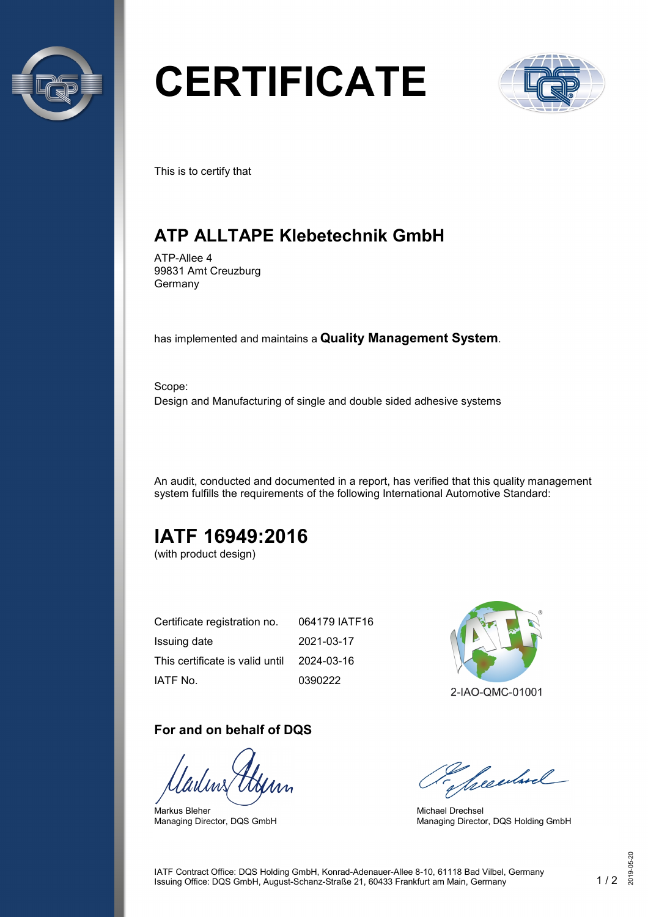# CERTIFICATE

This is to certify that

## ATP ALLTAPE Klebetechnik GmbH

ATP-Allee 4
99831 Amt Creuzburg
Germany

has implemented and maintains a **Quality Management System**.

Scope:
Design and Manufacturing of single and double sided adhesive systems

An audit, conducted and documented in a report, has verified that this quality management system fulfills the requirements of the following International Automotive Standard:

## IATF 16949:2016

(with product design)

| | |
|---|---|
| Certificate registration no. | 064179 IATF16 |
| Issuing date | 2021-03-17 |
| This certificate is valid until | 2024-03-16 |
| IATF No. | 0390222 |

2-IAO-QMC-01001

### For and on behalf of DQS

Markus Bleher
Managing Director, DQS GmbH

Michael Drechsel
Managing Director, DQS Holding GmbH

IATF Contract Office: DQS Holding GmbH, Konrad-Adenauer-Allee 8-10, 61118 Bad Vilbel, Germany
Issuing Office: DQS GmbH, August-Schanz-Straße 21, 60433 Frankfurt am Main, Germany

2019-05-20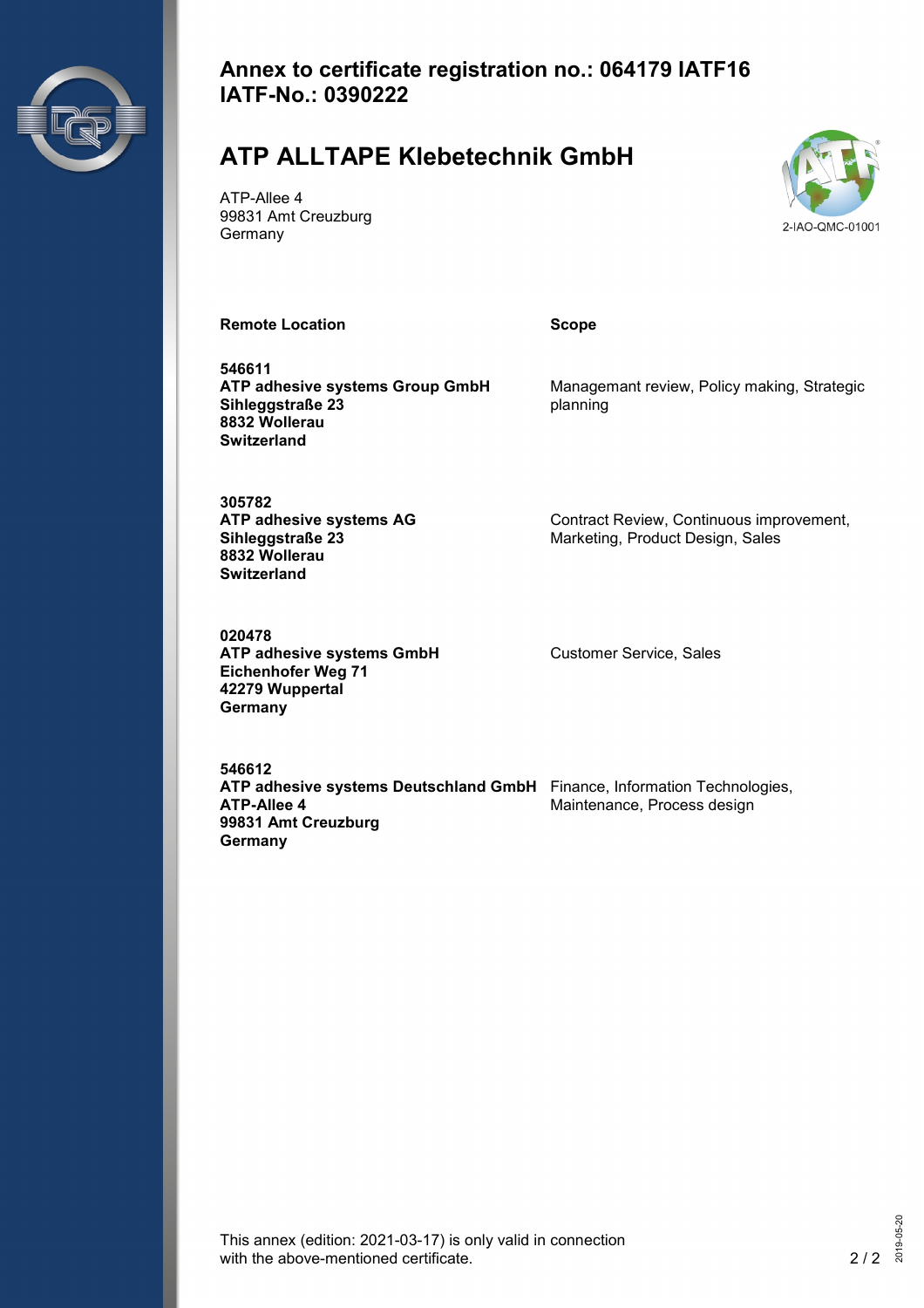# Annex to certificate registration no.: 064179 IATF16
# IATF-No.: 0390222

## ATP ALLTAPE Klebetechnik GmbH

ATP-Allee 4
99831 Amt Creuzburg
Germany

2-IAO-QMC-01001

| Remote Location | Scope |
|---|---|
| **546611**<br>**ATP adhesive systems Group GmbH**<br>**Sihleggstraße 23**<br>**8832 Wollerau**<br>**Switzerland** | Managemant review, Policy making, Strategic planning |
| **305782**<br>**ATP adhesive systems AG**<br>**Sihleggstraße 23**<br>**8832 Wollerau**<br>**Switzerland** | Contract Review, Continuous improvement, Marketing, Product Design, Sales |
| **020478**<br>**ATP adhesive systems GmbH**<br>**Eichenhofer Weg 71**<br>**42279 Wuppertal**<br>**Germany** | Customer Service, Sales |
| **546612**<br>**ATP adhesive systems Deutschland GmbH**<br>**ATP-Allee 4**<br>**99831 Amt Creuzburg**<br>**Germany** | Finance, Information Technologies, Maintenance, Process design |

This annex (edition: 2021-03-17) is only valid in connection with the above-mentioned certificate.

2019-05-20